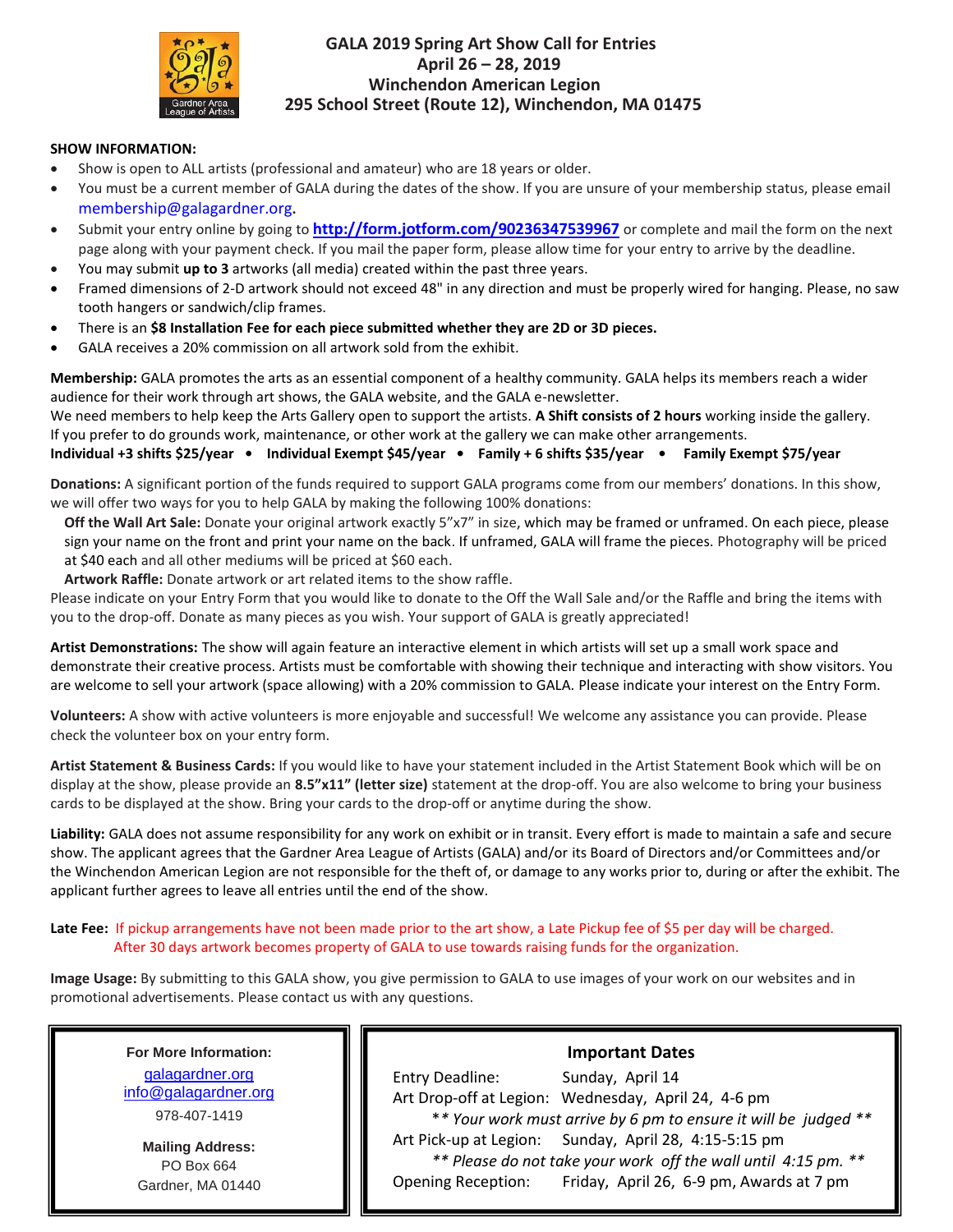# GALA 2019 Spring Art Show Call for Entries
## April 26 – 28, 2019
## Winchendon American Legion
## 295 School Street (Route 12), Winchendon, MA 01475

**SHOW INFORMATION:**

- Show is open to ALL artists (professional and amateur) who are 18 years or older.
- You must be a current member of GALA during the dates of the show. If you are unsure of your membership status, please email membership@galagardner.org.
- Submit your entry online by going to **http://form.jotform.com/90236347539967** or complete and mail the form on the next page along with your payment check. If you mail the paper form, please allow time for your entry to arrive by the deadline.
- You may submit **up to 3** artworks (all media) created within the past three years.
- Framed dimensions of 2-D artwork should not exceed 48" in any direction and must be properly wired for hanging. Please, no saw tooth hangers or sandwich/clip frames.
- There is an **$8 Installation Fee for each piece submitted whether they are 2D or 3D pieces.**
- GALA receives a 20% commission on all artwork sold from the exhibit.

**Membership:** GALA promotes the arts as an essential component of a healthy community. GALA helps its members reach a wider audience for their work through art shows, the GALA website, and the GALA e-newsletter.
We need members to help keep the Arts Gallery open to support the artists. **A Shift consists of 2 hours** working inside the gallery. If you prefer to do grounds work, maintenance, or other work at the gallery we can make other arrangements.
**Individual +3 shifts $25/year • Individual Exempt $45/year • Family + 6 shifts $35/year • Family Exempt $75/year**

**Donations:** A significant portion of the funds required to support GALA programs come from our members' donations. In this show, we will offer two ways for you to help GALA by making the following 100% donations:

**Off the Wall Art Sale:** Donate your original artwork exactly 5"x7" in size, which may be framed or unframed. On each piece, please sign your name on the front and print your name on the back. If unframed, GALA will frame the pieces. Photography will be priced at $40 each and all other mediums will be priced at $60 each.

**Artwork Raffle:** Donate artwork or art related items to the show raffle.

Please indicate on your Entry Form that you would like to donate to the Off the Wall Sale and/or the Raffle and bring the items with you to the drop-off. Donate as many pieces as you wish. Your support of GALA is greatly appreciated!

**Artist Demonstrations:** The show will again feature an interactive element in which artists will set up a small work space and demonstrate their creative process. Artists must be comfortable with showing their technique and interacting with show visitors. You are welcome to sell your artwork (space allowing) with a 20% commission to GALA. Please indicate your interest on the Entry Form.

**Volunteers:** A show with active volunteers is more enjoyable and successful! We welcome any assistance you can provide. Please check the volunteer box on your entry form.

**Artist Statement & Business Cards:** If you would like to have your statement included in the Artist Statement Book which will be on display at the show, please provide an **8.5"x11" (letter size)** statement at the drop-off. You are also welcome to bring your business cards to be displayed at the show. Bring your cards to the drop-off or anytime during the show.

**Liability:** GALA does not assume responsibility for any work on exhibit or in transit. Every effort is made to maintain a safe and secure show. The applicant agrees that the Gardner Area League of Artists (GALA) and/or its Board of Directors and/or Committees and/or the Winchendon American Legion are not responsible for the theft of, or damage to any works prior to, during or after the exhibit. The applicant further agrees to leave all entries until the end of the show.

**Late Fee:** If pickup arrangements have not been made prior to the art show, a Late Pickup fee of $5 per day will be charged. After 30 days artwork becomes property of GALA to use towards raising funds for the organization.

**Image Usage:** By submitting to this GALA show, you give permission to GALA to use images of your work on our websites and in promotional advertisements. Please contact us with any questions.

**For More Information:**
galagardner.org
info@galagardner.org
978-407-1419

**Mailing Address:**
PO Box 664
Gardner, MA 01440

**Important Dates**

| | |
|---|---|
| Entry Deadline: | Sunday, April 14 |
| Art Drop-off at Legion: | Wednesday, April 24, 4-6 pm |
| *\*\* Your work must arrive by 6 pm to ensure it will be judged \*\** | |
| Art Pick-up at Legion: | Sunday, April 28, 4:15-5:15 pm |
| *\*\* Please do not take your work off the wall until 4:15 pm. \*\** | |
| Opening Reception: | Friday, April 26, 6-9 pm, Awards at 7 pm |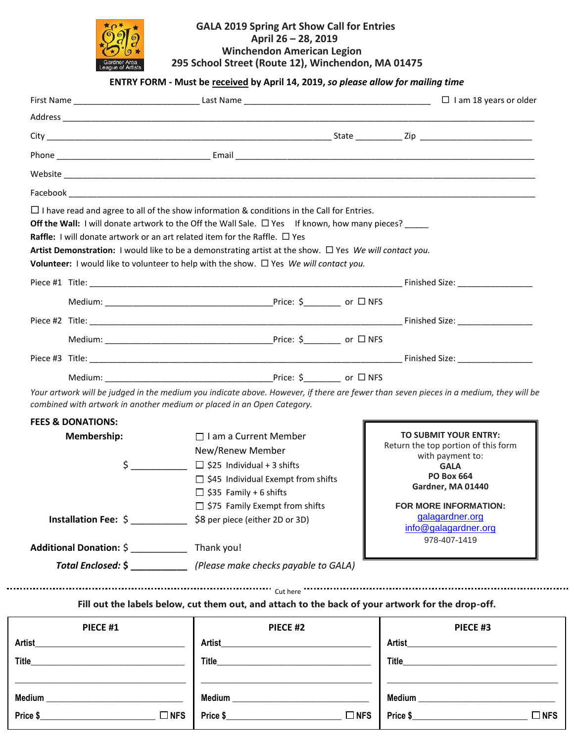# GALA 2019 Spring Art Show Call for Entries
## April 26 – 28, 2019
## Winchendon American Legion
## 295 School Street (Route 12), Winchendon, MA 01475

**ENTRY FORM - Must be received by April 14, 2019,** ***so please allow for mailing time***

First Name ___________________________ Last Name ________________________________________ ☐ I am 18 years or older

Address ______________________________________________________________________________________________

City ____________________________________________________________ State __________ Zip ________________________

Phone _________________________________ Email _________________________________________________________________

Website _______________________________________________________________________________________________

Facebook ______________________________________________________________________________________________

☐ I have read and agree to all of the show information & conditions in the Call for Entries.

**Off the Wall:** I will donate artwork to the Off the Wall Sale. ☐ Yes If known, how many pieces? _____

**Raffle:** I will donate artwork or an art related item for the Raffle. ☐ Yes

**Artist Demonstration:** I would like to be a demonstrating artist at the show. ☐ Yes *We will contact you.*

**Volunteer:** I would like to volunteer to help with the show. ☐ Yes *We will contact you.*

Piece #1 Title: ___________________________________________________________________ Finished Size: ________________

Medium: ____________________________________Price: $________ or ☐ NFS

Piece #2 Title: ___________________________________________________________________ Finished Size: ________________

Medium: ____________________________________Price: $________ or ☐ NFS

Piece #3 Title: ___________________________________________________________________ Finished Size: ________________

Medium: ____________________________________Price: $________ or ☐ NFS

*Your artwork will be judged in the medium you indicate above. However, if there are fewer than seven pieces in a medium, they will be combined with artwork in another medium or placed in an Open Category.*

**FEES & DONATIONS:**

**Membership:** ☐ I am a Current Member

New/Renew Member

$ ___________ ☐ $25 Individual + 3 shifts

☐ $45 Individual Exempt from shifts

☐ $35 Family + 6 shifts

☐ $75 Family Exempt from shifts

**Installation Fee:** $ ___________ $8 per piece (either 2D or 3D)

**Additional Donation:** $ ___________ Thank you!

***Total Enclosed:*** **$** ___________ *(Please make checks payable to GALA)*

**TO SUBMIT YOUR ENTRY:**
Return the top portion of this form with payment to:
**GALA**
**PO Box 664**
**Gardner, MA 01440**

**FOR MORE INFORMATION:**
galagardner.org
info@galagardner.org
978-407-1419

Cut here

**Fill out the labels below, cut them out, and attach to the back of your artwork for the drop-off.**

| PIECE #1 | PIECE #2 | PIECE #3 |
|---|---|---|
| Artist_______________________ | Artist_______________________ | Artist_______________________ |
| Title_______________________ | Title_______________________ | Title_______________________ |
| _______________________ | _______________________ | _______________________ |
| Medium _______________________ | Medium _______________________ | Medium _______________________ |
| Price $_______________ ☐ NFS | Price $_______________ ☐ NFS | Price $_______________ ☐ NFS |